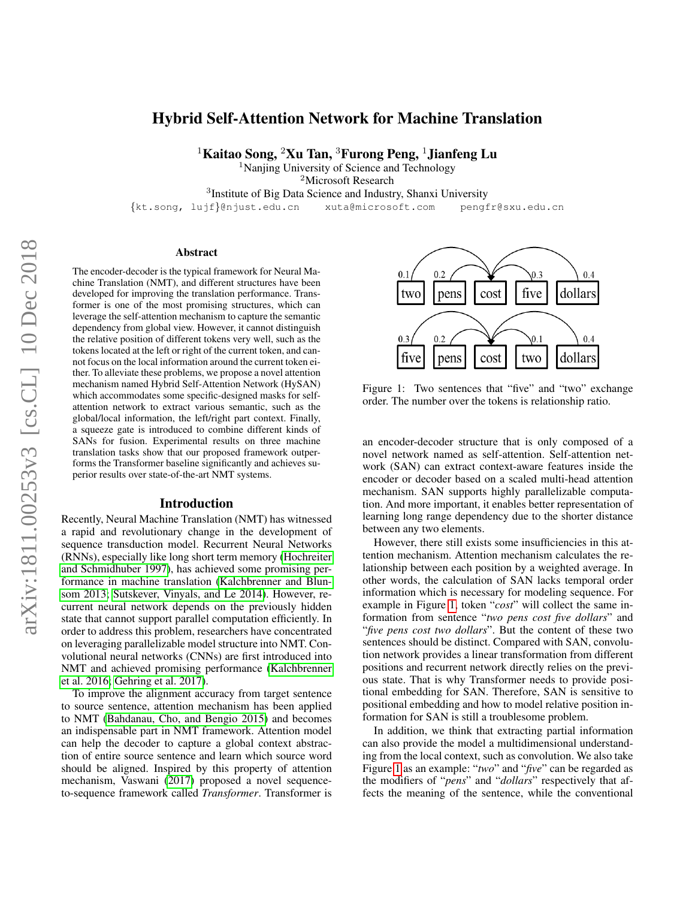# Hybrid Self-Attention Network for Machine Translation

[1]Kaitao Song, [2]Xu Tan, [3]Furong Peng, [1]Jianfeng Lu

[1]Nanjing University of Science and Technology

[2]Microsoft Research

[3]Institute of Big Data Science and Industry, Shanxi University

{kt.song, lujf}@njust.edu.cn   xuta@microsoft.com   pengfr@sxu.edu.cn

## Abstract

The encoder-decoder is the typical framework for Neural Machine Translation (NMT), and different structures have been developed for improving the translation performance. Transformer is one of the most promising structures, which can leverage the self-attention mechanism to capture the semantic dependency from global view. However, it cannot distinguish the relative position of different tokens very well, such as the tokens located at the left or right of the current token, and cannot focus on the local information around the current token either. To alleviate these problems, we propose a novel attention mechanism named Hybrid Self-Attention Network (HySAN) which accommodates some specific-designed masks for self-attention network to extract various semantic, such as the global/local information, the left/right part context. Finally, a squeeze gate is introduced to combine different kinds of SANs for fusion. Experimental results on three machine translation tasks show that our proposed framework outperforms the Transformer baseline significantly and achieves superior results over state-of-the-art NMT systems.

## Introduction

Recently, Neural Machine Translation (NMT) has witnessed a rapid and revolutionary change in the development of sequence transduction model. Recurrent Neural Networks (RNNs), especially like long short term memory (Hochreiter and Schmidhuber 1997), has achieved some promising performance in machine translation (Kalchbrenner and Blunsom 2013; Sutskever, Vinyals, and Le 2014). However, recurrent neural network depends on the previously hidden state that cannot support parallel computation efficiently. In order to address this problem, researchers have concentrated on leveraging parallelizable model structure into NMT. Convolutional neural networks (CNNs) are first introduced into NMT and achieved promising performance (Kalchbrenner et al. 2016; Gehring et al. 2017).

To improve the alignment accuracy from target sentence to source sentence, attention mechanism has been applied to NMT (Bahdanau, Cho, and Bengio 2015) and becomes an indispensable part in NMT framework. Attention model can help the decoder to capture a global context abstraction of entire source sentence and learn which source word should be aligned. Inspired by this property of attention mechanism, Vaswani (2017) proposed a novel sequence-to-sequence framework called *Transformer*. Transformer is an encoder-decoder structure that is only composed of a novel network named as self-attention. Self-attention network (SAN) can extract context-aware features inside the encoder or decoder based on a scaled multi-head attention mechanism. SAN supports highly parallelizable computation. And more important, it enables better representation of learning long range dependency due to the shorter distance between any two elements.

Figure 1: Two sentences that "five" and "two" exchange order. The number over the tokens is relationship ratio.

However, there still exists some insufficiencies in this attention mechanism. Attention mechanism calculates the relationship between each position by a weighted average. In other words, the calculation of SAN lacks temporal order information which is necessary for modeling sequence. For example in Figure 1, token "*cost*" will collect the same information from sentence "*two pens cost five dollars*" and "*five pens cost two dollars*". But the content of these two sentences should be distinct. Compared with SAN, convolution network provides a linear transformation from different positions and recurrent network directly relies on the previous state. That is why Transformer needs to provide positional embedding for SAN. Therefore, SAN is sensitive to positional embedding and how to model relative position information for SAN is still a troublesome problem.

In addition, we think that extracting partial information can also provide the model a multidimensional understanding from the local context, such as convolution. We also take Figure 1 as an example: "*two*" and "*five*" can be regarded as the modifiers of "*pens*" and "*dollars*" respectively that affects the meaning of the sentence, while the conventional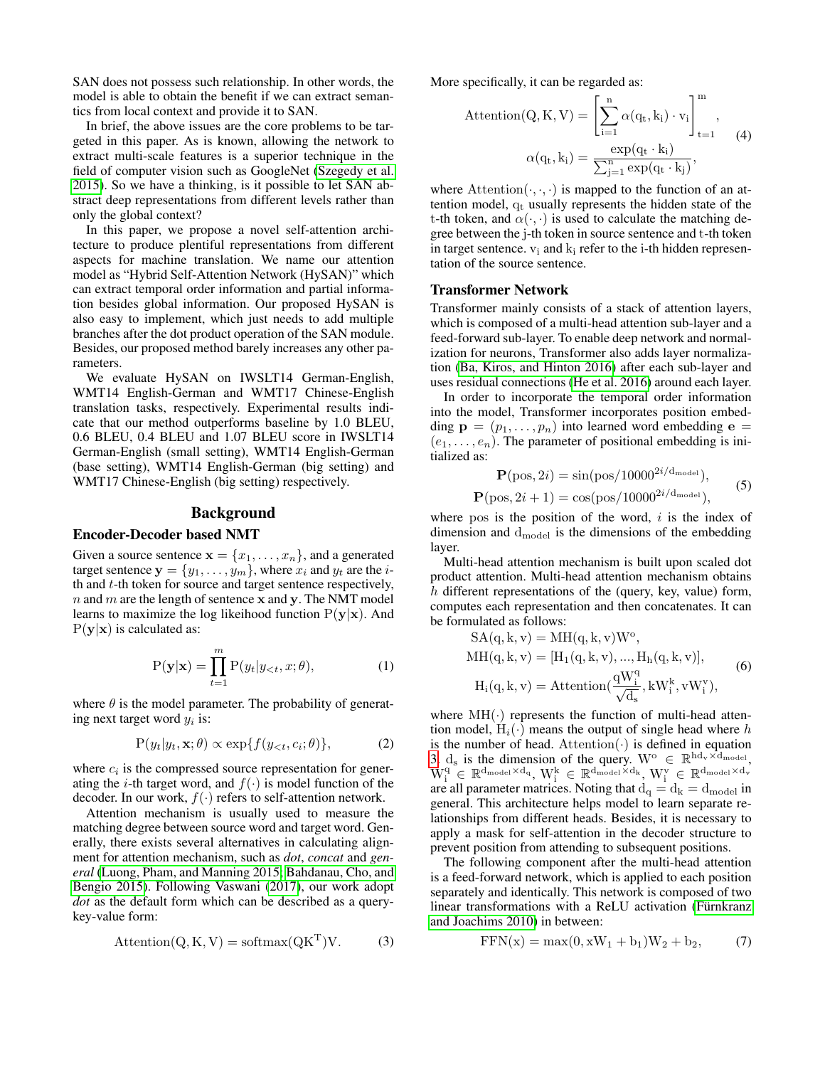SAN does not possess such relationship. In other words, the model is able to obtain the benefit if we can extract semantics from local context and provide it to SAN.

In brief, the above issues are the core problems to be targeted in this paper. As is known, allowing the network to extract multi-scale features is a superior technique in the field of computer vision such as GoogleNet (Szegedy et al. 2015). So we have a thinking, is it possible to let SAN abstract deep representations from different levels rather than only the global context?

In this paper, we propose a novel self-attention architecture to produce plentiful representations from different aspects for machine translation. We name our attention model as "Hybrid Self-Attention Network (HySAN)" which can extract temporal order information and partial information besides global information. Our proposed HySAN is also easy to implement, which just needs to add multiple branches after the dot product operation of the SAN module. Besides, our proposed method barely increases any other parameters.

We evaluate HySAN on IWSLT14 German-English, WMT14 English-German and WMT17 Chinese-English translation tasks, respectively. Experimental results indicate that our method outperforms baseline by 1.0 BLEU, 0.6 BLEU, 0.4 BLEU and 1.07 BLEU score in IWSLT14 German-English (small setting), WMT14 English-German (base setting), WMT14 English-German (big setting) and WMT17 Chinese-English (big setting) respectively.

## Background

### Encoder-Decoder based NMT

Given a source sentence $\mathbf{x} = \{x_1, \ldots, x_n\}$, and a generated target sentence $\mathbf{y} = \{y_1, \ldots, y_m\}$, where $x_i$ and $y_t$ are the $i$-th and $t$-th token for source and target sentence respectively, $n$ and $m$ are the length of sentence $\mathbf{x}$ and $\mathbf{y}$. The NMT model learns to maximize the log likeihood function $\mathrm{P}(\mathbf{y}|\mathbf{x})$. And $\mathrm{P}(\mathbf{y}|\mathbf{x})$ is calculated as:

$$\mathrm{P}(\mathbf{y}|\mathbf{x}) = \prod_{t=1}^{m} \mathrm{P}(y_t|y_{<t}, x; \theta), \tag{1}$$

where $\theta$ is the model parameter. The probability of generating next target word $y_i$ is:

$$\mathrm{P}(y_t|y_t, \mathbf{x}; \theta) \propto \exp\{f(y_{<t}, c_i; \theta)\}, \tag{2}$$

where $c_i$ is the compressed source representation for generating the $i$-th target word, and $f(\cdot)$ is model function of the decoder. In our work, $f(\cdot)$ refers to self-attention network.

Attention mechanism is usually used to measure the matching degree between source word and target word. Generally, there exists several alternatives in calculating alignment for attention mechanism, such as *dot*, *concat* and *general* (Luong, Pham, and Manning 2015; Bahdanau, Cho, and Bengio 2015). Following Vaswani (2017), our work adopt *dot* as the default form which can be described as a query-key-value form:

$$\mathrm{Attention(Q, K, V) = softmax(QK^T)V}. \tag{3}$$

More specifically, it can be regarded as:

$$\mathrm{Attention(Q,K,V)} = \left[\sum_{\mathrm{i=1}}^{\mathrm{n}} \alpha(\mathrm{q_t}, \mathrm{k_i}) \cdot \mathrm{v_i}\right]_{\mathrm{t=1}}^{\mathrm{m}}, \quad \alpha(\mathrm{q_t}, \mathrm{k_i}) = \frac{\exp(\mathrm{q_t} \cdot \mathrm{k_i})}{\sum_{\mathrm{j=1}}^{\mathrm{n}} \exp(\mathrm{q_t} \cdot \mathrm{k_j})}, \tag{4}$$

where $\mathrm{Attention}(\cdot,\cdot,\cdot)$ is mapped to the function of an attention model, $\mathrm{q_t}$ usually represents the hidden state of the t-th token, and $\alpha(\cdot,\cdot)$ is used to calculate the matching degree between the j-th token in source sentence and t-th token in target sentence. $\mathrm{v_i}$ and $\mathrm{k_i}$ refer to the i-th hidden representation of the source sentence.

### Transformer Network

Transformer mainly consists of a stack of attention layers, which is composed of a multi-head attention sub-layer and a feed-forward sub-layer. To enable deep network and normalization for neurons, Transformer also adds layer normalization (Ba, Kiros, and Hinton 2016) after each sub-layer and uses residual connections (He et al. 2016) around each layer.

In order to incorporate the temporal order information into the model, Transformer incorporates position embedding $\mathbf{p} = (p_1, \ldots, p_n)$ into learned word embedding $\mathbf{e} = (e_1, \ldots, e_n)$. The parameter of positional embedding is initialized as:

$$\mathbf{P}(\mathrm{pos}, 2i) = \sin(\mathrm{pos}/10000^{2i/\mathrm{d_{model}}}), \quad \mathbf{P}(\mathrm{pos}, 2i+1) = \cos(\mathrm{pos}/10000^{2i/\mathrm{d_{model}}}), \tag{5}$$

where $\mathrm{pos}$ is the position of the word, $i$ is the index of dimension and $\mathrm{d_{model}}$ is the dimensions of the embedding layer.

Multi-head attention mechanism is built upon scaled dot product attention. Multi-head attention mechanism obtains $h$ different representations of the (query, key, value) form, computes each representation and then concatenates. It can be formulated as follows:

$$\begin{aligned}
\mathrm{SA(q,k,v)} &= \mathrm{MH(q,k,v)W^o}, \\
\mathrm{MH(q,k,v)} &= [\mathrm{H_1(q,k,v), ..., H_h(q,k,v)}], \\
\mathrm{H_i(q,k,v)} &= \mathrm{Attention}(\frac{\mathrm{qW_i^q}}{\sqrt{\mathrm{d_s}}}, \mathrm{kW_i^k}, \mathrm{vW_i^v}),
\end{aligned} \tag{6}$$

where $\mathrm{MH}(\cdot)$ represents the function of multi-head attention model, $H_i(\cdot)$ means the output of single head where $h$ is the number of head. $\mathrm{Attention}(\cdot)$ is defined in equation 3. $\mathrm{d_s}$ is the dimension of the query. $\mathrm{W^o} \in \mathbb{R}^{\mathrm{hd_v \times d_{model}}}$, $\mathrm{W_i^q} \in \mathbb{R}^{\mathrm{d_{model} \times d_q}}$, $\mathrm{W_i^k} \in \mathbb{R}^{\mathrm{d_{model} \times d_k}}$, $\mathrm{W_i^v} \in \mathbb{R}^{\mathrm{d_{model} \times d_v}}$ are all parameter matrices. Noting that $\mathrm{d_q = d_k = d_{model}}$ in general. This architecture helps model to learn separate relationships from different heads. Besides, it is necessary to apply a mask for self-attention in the decoder structure to prevent position from attending to subsequent positions.

The following component after the multi-head attention is a feed-forward network, which is applied to each position separately and identically. This network is composed of two linear transformations with a ReLU activation (Fürnkranz and Joachims 2010) in between:

$$\mathrm{FFN(x) = max(0, xW_1 + b_1)W_2 + b_2}, \tag{7}$$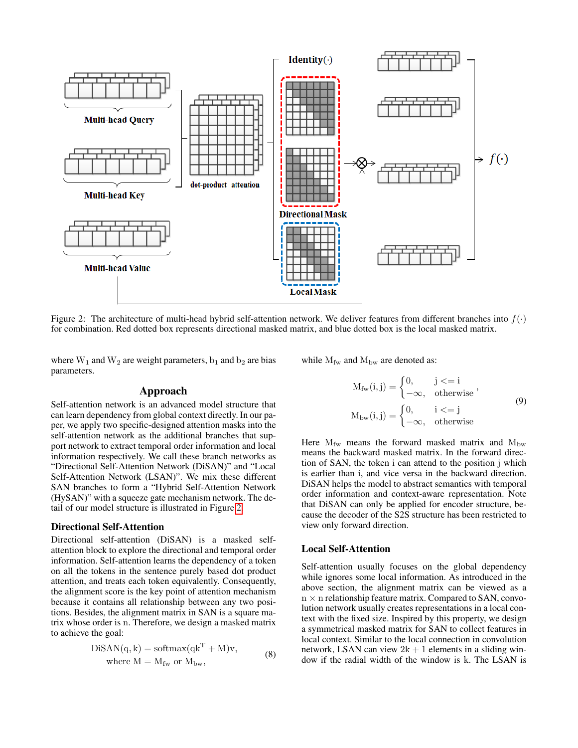Figure 2: The architecture of multi-head hybrid self-attention network. We deliver features from different branches into $f(\cdot)$ for combination. Red dotted box represents directional masked matrix, and blue dotted box is the local masked matrix.

where $W_1$ and $W_2$ are weight parameters, $b_1$ and $b_2$ are bias parameters.

## Approach

Self-attention network is an advanced model structure that can learn dependency from global context directly. In our paper, we apply two specific-designed attention masks into the self-attention network as the additional branches that support network to extract temporal order information and local information respectively. We call these branch networks as "Directional Self-Attention Network (DiSAN)" and "Local Self-Attention Network (LSAN)". We mix these different SAN branches to form a "Hybrid Self-Attention Network (HySAN)" with a squeeze gate mechanism network. The detail of our model structure is illustrated in Figure 2.

### Directional Self-Attention

Directional self-attention (DiSAN) is a masked self-attention block to explore the directional and temporal order information. Self-attention learns the dependency of a token on all the tokens in the sentence purely based dot product attention, and treats each token equivalently. Consequently, the alignment score is the key point of attention mechanism because it contains all relationship between any two positions. Besides, the alignment matrix in SAN is a square matrix whose order is $n$. Therefore, we design a masked matrix to achieve the goal:

$$\begin{aligned} \mathrm{DiSAN}(q, k) &= \mathrm{softmax}(qk^{T} + M)v, \\ \text{where } M &= M_{fw} \text{ or } M_{bw}, \end{aligned} \tag{8}$$

while $M_{fw}$ and $M_{bw}$ are denoted as:

$$\begin{aligned} M_{fw}(i,j) &= \begin{cases} 0, & j <= i \\ -\infty, & \text{otherwise} \end{cases}, \\ M_{bw}(i,j) &= \begin{cases} 0, & i <= j \\ -\infty, & \text{otherwise} \end{cases} \end{aligned} \tag{9}$$

Here $M_{fw}$ means the forward masked matrix and $M_{bw}$ means the backward masked matrix. In the forward direction of SAN, the token $i$ can attend to the position $j$ which is earlier than $i$, and vice versa in the backward direction. DiSAN helps the model to abstract semantics with temporal order information and context-aware representation. Note that DiSAN can only be applied for encoder structure, because the decoder of the S2S structure has been restricted to view only forward direction.

### Local Self-Attention

Self-attention usually focuses on the global dependency while ignores some local information. As introduced in the above section, the alignment matrix can be viewed as a $n \times n$ relationship feature matrix. Compared to SAN, convolution network usually creates representations in a local context with the fixed size. Inspired by this property, we design a symmetrical masked matrix for SAN to collect features in local context. Similar to the local connection in convolution network, LSAN can view $2k + 1$ elements in a sliding window if the radial width of the window is $k$. The LSAN is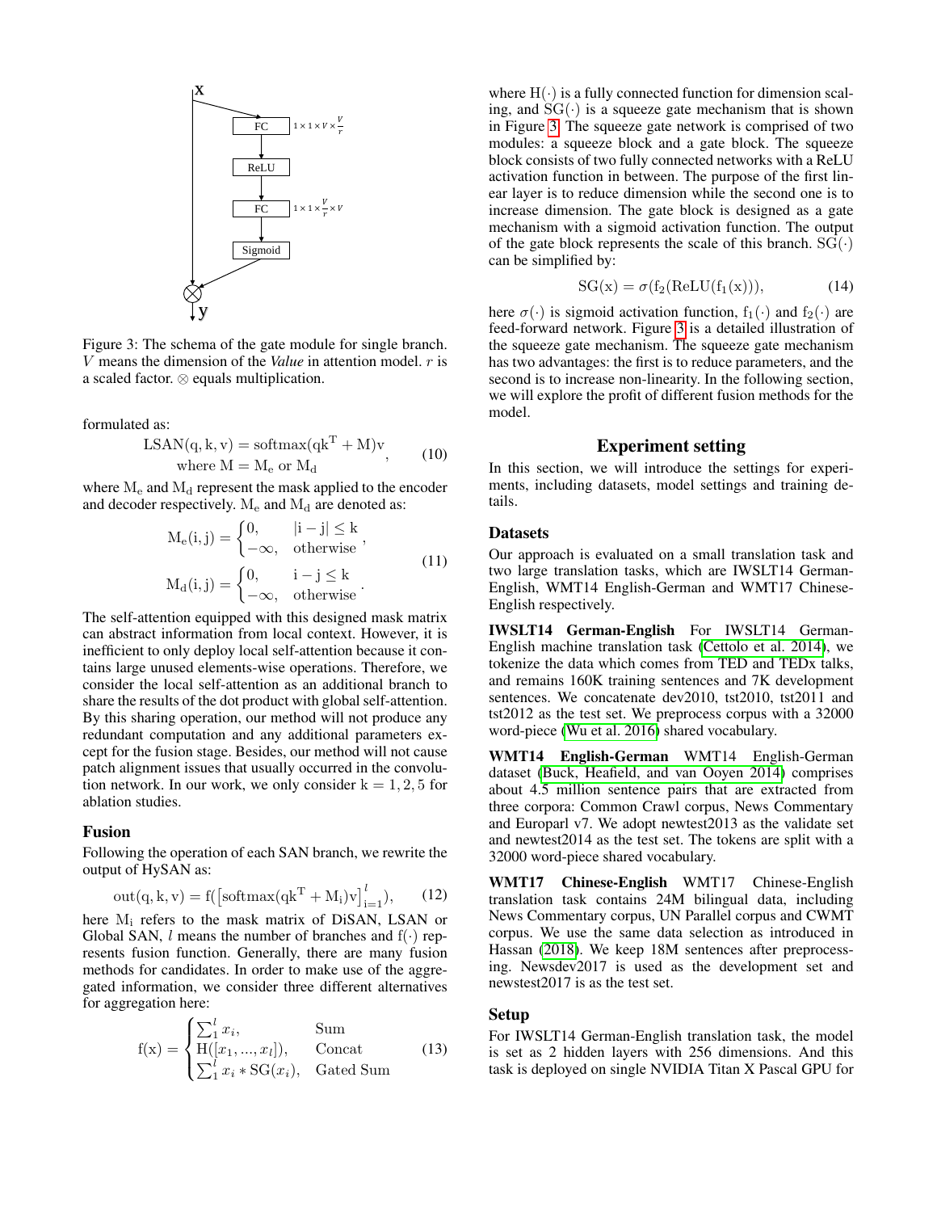Figure 3: The schema of the gate module for single branch. $V$ means the dimension of the *Value* in attention model. $r$ is a scaled factor. $\otimes$ equals multiplication.

formulated as:

$$\mathrm{LSAN(q, k, v) = softmax(qk^T + M)v} \quad \text{where } \mathrm{M = M_e \text{ or } M_d} \tag{10}$$

where $\mathrm{M_e}$ and $\mathrm{M_d}$ represent the mask applied to the encoder and decoder respectively. $\mathrm{M_e}$ and $\mathrm{M_d}$ are denoted as:

$$\mathrm{M_e(i,j)} = \begin{cases} 0, & |\mathrm{i - j}| \leq \mathrm{k} \\ -\infty, & \text{otherwise} \end{cases}, \qquad \mathrm{M_d(i,j)} = \begin{cases} 0, & \mathrm{i - j} \leq \mathrm{k} \\ -\infty, & \text{otherwise} \end{cases}. \tag{11}$$

The self-attention equipped with this designed mask matrix can abstract information from local context. However, it is inefficient to only deploy local self-attention because it contains large unused elements-wise operations. Therefore, we consider the local self-attention as an additional branch to share the results of the dot product with global self-attention. By this sharing operation, our method will not produce any redundant computation and any additional parameters except for the fusion stage. Besides, our method will not cause patch alignment issues that usually occurred in the convolution network. In our work, we only consider $\mathrm{k} = 1, 2, 5$ for ablation studies.

## Fusion

Following the operation of each SAN branch, we rewrite the output of HySAN as:

$$\mathrm{out(q, k, v) = f(\left[softmax(qk^T + M_i)v\right]_{i=1}^{\mathit{l}})}, \tag{12}$$

here $\mathrm{M_i}$ refers to the mask matrix of DiSAN, LSAN or Global SAN, $l$ means the number of branches and $\mathrm{f}(\cdot)$ represents fusion function. Generally, there are many fusion methods for candidates. In order to make use of the aggregated information, we consider three different alternatives for aggregation here:

$$\mathrm{f(x)} = \begin{cases} \sum_1^l x_i, & \text{Sum} \\ \mathrm{H}([x_1, ..., x_l]), & \text{Concat} \\ \sum_1^l x_i * \mathrm{SG}(x_i), & \text{Gated Sum} \end{cases} \tag{13}$$

where $\mathrm{H}(\cdot)$ is a fully connected function for dimension scaling, and $\mathrm{SG}(\cdot)$ is a squeeze gate mechanism that is shown in Figure 3. The squeeze gate network is comprised of two modules: a squeeze block and a gate block. The squeeze block consists of two fully connected networks with a ReLU activation function in between. The purpose of the first linear layer is to reduce dimension while the second one is to increase dimension. The gate block is designed as a gate mechanism with a sigmoid activation function. The output of the gate block represents the scale of this branch. $\mathrm{SG}(\cdot)$ can be simplified by:

$$\mathrm{SG(x) = \sigma(f_2(ReLU(f_1(x))))}, \tag{14}$$

here $\sigma(\cdot)$ is sigmoid activation function, $\mathrm{f_1}(\cdot)$ and $\mathrm{f_2}(\cdot)$ are feed-forward network. Figure 3 is a detailed illustration of the squeeze gate mechanism. The squeeze gate mechanism has two advantages: the first is to reduce parameters, and the second is to increase non-linearity. In the following section, we will explore the profit of different fusion methods for the model.

# Experiment setting

In this section, we will introduce the settings for experiments, including datasets, model settings and training details.

## Datasets

Our approach is evaluated on a small translation task and two large translation tasks, which are IWSLT14 German-English, WMT14 English-German and WMT17 Chinese-English respectively.

**IWSLT14 German-English** For IWSLT14 German-English machine translation task (Cettolo et al. 2014), we tokenize the data which comes from TED and TEDx talks, and remains 160K training sentences and 7K development sentences. We concatenate dev2010, tst2010, tst2011 and tst2012 as the test set. We preprocess corpus with a 32000 word-piece (Wu et al. 2016) shared vocabulary.

**WMT14 English-German** WMT14 English-German dataset (Buck, Heafield, and van Ooyen 2014) comprises about 4.5 million sentence pairs that are extracted from three corpora: Common Crawl corpus, News Commentary and Europarl v7. We adopt newtest2013 as the validate set and newstest2014 as the test set. The tokens are split with a 32000 word-piece shared vocabulary.

**WMT17 Chinese-English** WMT17 Chinese-English translation task contains 24M bilingual data, including News Commentary corpus, UN Parallel corpus and CWMT corpus. We use the same data selection as introduced in Hassan (2018). We keep 18M sentences after preprocessing. Newsdev2017 is used as the development set and newstest2017 is as the test set.

## Setup

For IWSLT14 German-English translation task, the model is set as 2 hidden layers with 256 dimensions. And this task is deployed on single NVIDIA Titan X Pascal GPU for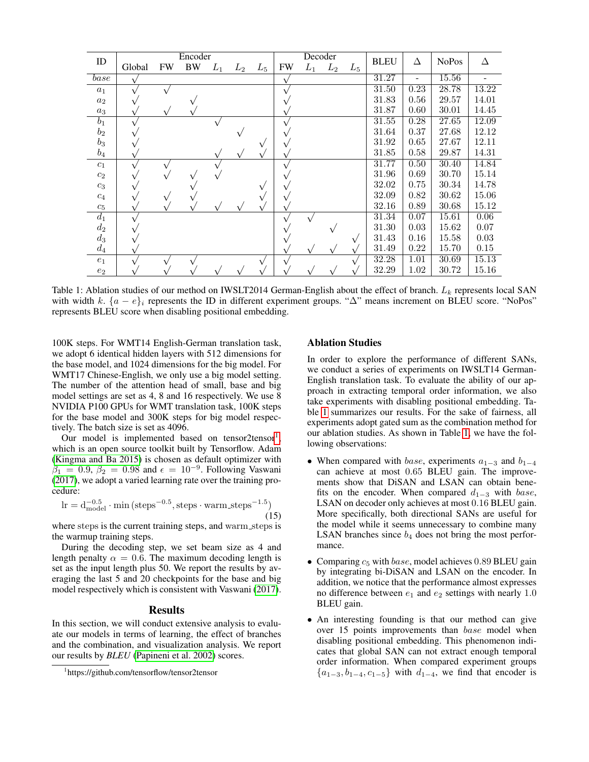| ID | Encoder | | | | | | Decoder | | | | BLEU | Δ | NoPos | Δ |
|---|---|---|---|---|---|---|---|---|---|---|---|---|---|---|
| | Global | FW | BW | $L_1$ | $L_2$ | $L_5$ | FW | $L_1$ | $L_2$ | $L_5$ | | | | |
| $base$ | √ | | | | | | √ | | | | 31.27 | - | 15.56 | - |
| $a_1$ | √ | √ | | | | | √ | | | | 31.50 | 0.23 | 28.78 | 13.22 |
| $a_2$ | √ | | √ | | | | √ | | | | 31.83 | 0.56 | 29.57 | 14.01 |
| $a_3$ | √ | √ | √ | | | | √ | | | | 31.87 | 0.60 | 30.01 | 14.45 |
| $b_1$ | √ | | | √ | | | √ | | | | 31.55 | 0.28 | 27.65 | 12.09 |
| $b_2$ | √ | | | | √ | | √ | | | | 31.64 | 0.37 | 27.68 | 12.12 |
| $b_3$ | √ | | | | | √ | √ | | | | 31.92 | 0.65 | 27.67 | 12.11 |
| $b_4$ | √ | | | √ | √ | √ | √ | | | | 31.85 | 0.58 | 29.87 | 14.31 |
| $c_1$ | √ | √ | | √ | | | √ | | | | 31.77 | 0.50 | 30.40 | 14.84 |
| $c_2$ | √ | √ | √ | √ | | | √ | | | | 31.96 | 0.69 | 30.70 | 15.14 |
| $c_3$ | √ | | √ | | | √ | √ | | | | 32.02 | 0.75 | 30.34 | 14.78 |
| $c_4$ | √ | √ | √ | | | √ | √ | | | | 32.09 | 0.82 | 30.62 | 15.06 |
| $c_5$ | √ | √ | √ | √ | √ | √ | √ | | | | 32.16 | 0.89 | 30.68 | 15.12 |
| $d_1$ | √ | | | | | | √ | √ | | | 31.34 | 0.07 | 15.61 | 0.06 |
| $d_2$ | √ | | | | | | √ | | √ | | 31.30 | 0.03 | 15.62 | 0.07 |
| $d_3$ | √ | | | | | | √ | | | √ | 31.43 | 0.16 | 15.58 | 0.03 |
| $d_4$ | √ | | | | | | √ | √ | √ | √ | 31.49 | 0.22 | 15.70 | 0.15 |
| $e_1$ | √ | √ | √ | | | √ | √ | | | √ | 32.28 | 1.01 | 30.69 | 15.13 |
| $e_2$ | √ | √ | √ | √ | √ | √ | √ | √ | √ | √ | 32.29 | 1.02 | 30.72 | 15.16 |

Table 1: Ablation studies of our method on IWSLT2014 German-English about the effect of branch. $L_k$ represents local SAN with width $k$. $\{a-e\}_i$ represents the ID in different experiment groups. "Δ" means increment on BLEU score. "NoPos" represents BLEU score when disabling positional embedding.

100K steps. For WMT14 English-German translation task, we adopt 6 identical hidden layers with 512 dimensions for the base model, and 1024 dimensions for the big model. For WMT17 Chinese-English, we only use a big model setting. The number of the attention head of small, base and big model settings are set as 4, 8 and 16 respectively. We use 8 NVIDIA P100 GPUs for WMT translation task, 100K steps for the base model and 300K steps for big model respectively. The batch size is set as 4096.

Our model is implemented based on tensor2tensor[1], which is an open source toolkit built by Tensorflow. Adam (Kingma and Ba 2015) is chosen as default optimizer with $\beta_1 = 0.9$, $\beta_2 = 0.98$ and $\epsilon = 10^{-9}$. Following Vaswani (2017), we adopt a varied learning rate over the training procedure:

$$\mathrm{lr} = \mathrm{d}_{\mathrm{model}}^{-0.5} \cdot \min\left(\mathrm{steps}^{-0.5}, \mathrm{steps} \cdot \mathrm{warm\_steps}^{-1.5}\right) \tag{15}$$

where steps is the current training steps, and warm_steps is the warmup training steps.

During the decoding step, we set beam size as 4 and length penalty $\alpha = 0.6$. The maximum decoding length is set as the input length plus 50. We report the results by averaging the last 5 and 20 checkpoints for the base and big model respectively which is consistent with Vaswani (2017).

## Results

In this section, we will conduct extensive analysis to evaluate our models in terms of learning, the effect of branches and the combination, and visualization analysis. We report our results by *BLEU* (Papineni et al. 2002) scores.

[1] https://github.com/tensorflow/tensor2tensor

## Ablation Studies

In order to explore the performance of different SANs, we conduct a series of experiments on IWSLT14 German-English translation task. To evaluate the ability of our approach in extracting temporal order information, we also take experiments with disabling positional embedding. Table 1 summarizes our results. For the sake of fairness, all experiments adopt gated sum as the combination method for our ablation studies. As shown in Table 1, we have the following observations:

- When compared with $base$, experiments $a_{1-3}$ and $b_{1-4}$ can achieve at most 0.65 BLEU gain. The improvements show that DiSAN and LSAN can obtain benefits on the encoder. When compared $d_{1-3}$ with $base$, LSAN on decoder only achieves at most 0.16 BLEU gain. More specifically, both directional SANs are useful for the model while it seems unnecessary to combine many LSAN branches since $b_4$ does not bring the most performance.
- Comparing $c_5$ with $base$, model achieves 0.89 BLEU gain by integrating bi-DiSAN and LSAN on the encoder. In addition, we notice that the performance almost expresses no difference between $e_1$ and $e_2$ settings with nearly 1.0 BLEU gain.
- An interesting founding is that our method can give over 15 points improvements than $base$ model when disabling positional embedding. This phenomenon indicates that global SAN can not extract enough temporal order information. When compared experiment groups $\{a_{1-3}, b_{1-4}, c_{1-5}\}$ with $d_{1-4}$, we find that encoder is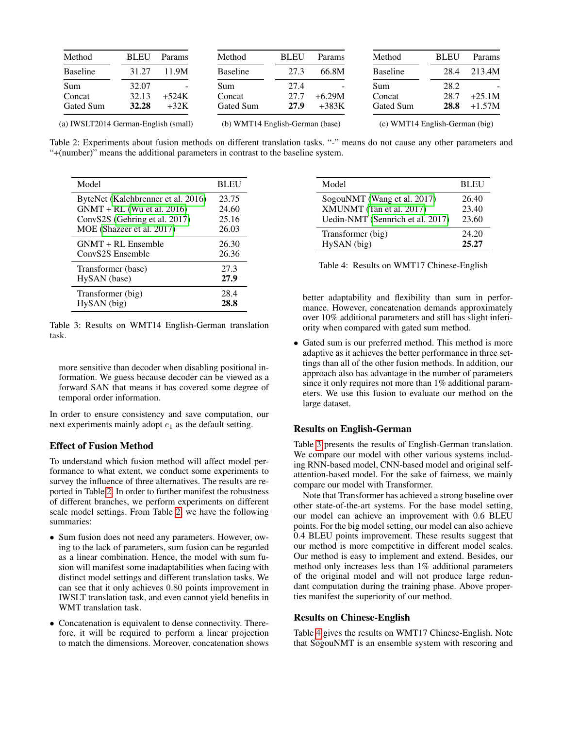| Method | BLEU | Params |
|---|---|---|
| Baseline | 31.27 | 11.9M |
| Sum | 32.07 | - |
| Concat | 32.13 | +524K |
| Gated Sum | **32.28** | +32K |

(a) IWSLT2014 German-English (small)

| Method | BLEU | Params |
|---|---|---|
| Baseline | 27.3 | 66.8M |
| Sum | 27.4 | - |
| Concat | 27.7 | +6.29M |
| Gated Sum | **27.9** | +383K |

(b) WMT14 English-German (base)

| Method | BLEU | Params |
|---|---|---|
| Baseline | 28.4 | 213.4M |
| Sum | 28.2 | - |
| Concat | 28.7 | +25.1M |
| Gated Sum | **28.8** | +1.57M |

(c) WMT14 English-German (big)

Table 2: Experiments about fusion methods on different translation tasks. "-" means do not cause any other parameters and "+(number)" means the additional parameters in contrast to the baseline system.

| Model | BLEU |
|---|---|
| ByteNet (Kalchbrenner et al. 2016) | 23.75 |
| GNMT + RL (Wu et al. 2016) | 24.60 |
| ConvS2S (Gehring et al. 2017) | 25.16 |
| MOE (Shazeer et al. 2017) | 26.03 |
| GNMT + RL Ensemble | 26.30 |
| ConvS2S Ensemble | 26.36 |
| Transformer (base) | 27.3 |
| HySAN (base) | **27.9** |
| Transformer (big) | 28.4 |
| HySAN (big) | **28.8** |

Table 3: Results on WMT14 English-German translation task.

more sensitive than decoder when disabling positional information. We guess because decoder can be viewed as a forward SAN that means it has covered some degree of temporal order information.

In order to ensure consistency and save computation, our next experiments mainly adopt $e_1$ as the default setting.

## Effect of Fusion Method

To understand which fusion method will affect model performance to what extent, we conduct some experiments to survey the influence of three alternatives. The results are reported in Table 2. In order to further manifest the robustness of different branches, we perform experiments on different scale model settings. From Table 2, we have the following summaries:

- Sum fusion does not need any parameters. However, owing to the lack of parameters, sum fusion can be regarded as a linear combination. Hence, the model with sum fusion will manifest some inadaptabilities when facing with distinct model settings and different translation tasks. We can see that it only achieves 0.80 points improvement in IWSLT translation task, and even cannot yield benefits in WMT translation task.
- Concatenation is equivalent to dense connectivity. Therefore, it will be required to perform a linear projection to match the dimensions. Moreover, concatenation shows better adaptability and flexibility than sum in performance. However, concatenation demands approximately over 10% additional parameters and still has slight inferiority when compared with gated sum method.
- Gated sum is our preferred method. This method is more adaptive as it achieves the better performance in three settings than all of the other fusion methods. In addition, our approach also has advantage in the number of parameters since it only requires not more than 1% additional parameters. We use this fusion to evaluate our method on the large dataset.

| Model | BLEU |
|---|---|
| SogouNMT (Wang et al. 2017) | 26.40 |
| XMUNMT (Tan et al. 2017) | 23.40 |
| Uedin-NMT (Sennrich et al. 2017) | 23.60 |
| Transformer (big) | 24.20 |
| HySAN (big) | **25.27** |

Table 4: Results on WMT17 Chinese-English

## Results on English-German

Table 3 presents the results of English-German translation. We compare our model with other various systems including RNN-based model, CNN-based model and original self-attention-based model. For the sake of fairness, we mainly compare our model with Transformer.

Note that Transformer has achieved a strong baseline over other state-of-the-art systems. For the base model setting, our model can achieve an improvement with 0.6 BLEU points. For the big model setting, our model can also achieve 0.4 BLEU points improvement. These results suggest that our method is more competitive in different model scales. Our method is easy to implement and extend. Besides, our method only increases less than 1% additional parameters of the original model and will not produce large redundant computation during the training phase. Above properties manifest the superiority of our method.

## Results on Chinese-English

Table 4 gives the results on WMT17 Chinese-English. Note that SogouNMT is an ensemble system with rescoring and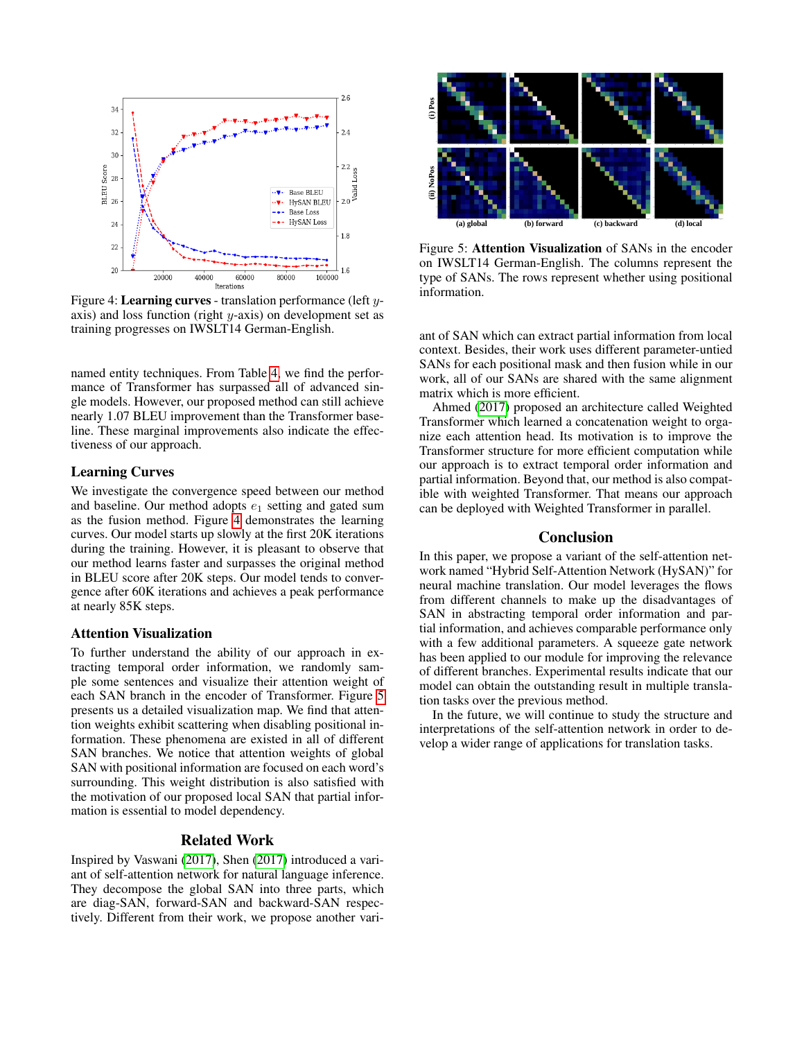Figure 4: **Learning curves** - translation performance (left $y$-axis) and loss function (right $y$-axis) on development set as training progresses on IWSLT14 German-English.

named entity techniques. From Table 4, we find the performance of Transformer has surpassed all of advanced single models. However, our proposed method can still achieve nearly 1.07 BLEU improvement than the Transformer baseline. These marginal improvements also indicate the effectiveness of our approach.

### Learning Curves

We investigate the convergence speed between our method and baseline. Our method adopts $e_1$ setting and gated sum as the fusion method. Figure 4 demonstrates the learning curves. Our model starts up slowly at the first 20K iterations during the training. However, it is pleasant to observe that our method learns faster and surpasses the original method in BLEU score after 20K steps. Our model tends to convergence after 60K iterations and achieves a peak performance at nearly 85K steps.

### Attention Visualization

To further understand the ability of our approach in extracting temporal order information, we randomly sample some sentences and visualize their attention weight of each SAN branch in the encoder of Transformer. Figure 5 presents us a detailed visualization map. We find that attention weights exhibit scattering when disabling positional information. These phenomena are existed in all of different SAN branches. We notice that attention weights of global SAN with positional information are focused on each word's surrounding. This weight distribution is also satisfied with the motivation of our proposed local SAN that partial information is essential to model dependency.

Figure 5: **Attention Visualization** of SANs in the encoder on IWSLT14 German-English. The columns represent the type of SANs. The rows represent whether using positional information.

## Related Work

Inspired by Vaswani (2017), Shen (2017) introduced a variant of self-attention network for natural language inference. They decompose the global SAN into three parts, which are diag-SAN, forward-SAN and backward-SAN respectively. Different from their work, we propose another variant of SAN which can extract partial information from local context. Besides, their work uses different parameter-untied SANs for each positional mask and then fusion while in our work, all of our SANs are shared with the same alignment matrix which is more efficient.

Ahmed (2017) proposed an architecture called Weighted Transformer which learned a concatenation weight to organize each attention head. Its motivation is to improve the Transformer structure for more efficient computation while our approach is to extract temporal order information and partial information. Beyond that, our method is also compatible with weighted Transformer. That means our approach can be deployed with Weighted Transformer in parallel.

## Conclusion

In this paper, we propose a variant of the self-attention network named "Hybrid Self-Attention Network (HySAN)" for neural machine translation. Our model leverages the flows from different channels to make up the disadvantages of SAN in abstracting temporal order information and partial information, and achieves comparable performance only with a few additional parameters. A squeeze gate network has been applied to our module for improving the relevance of different branches. Experimental results indicate that our model can obtain the outstanding result in multiple translation tasks over the previous method.

In the future, we will continue to study the structure and interpretations of the self-attention network in order to develop a wider range of applications for translation tasks.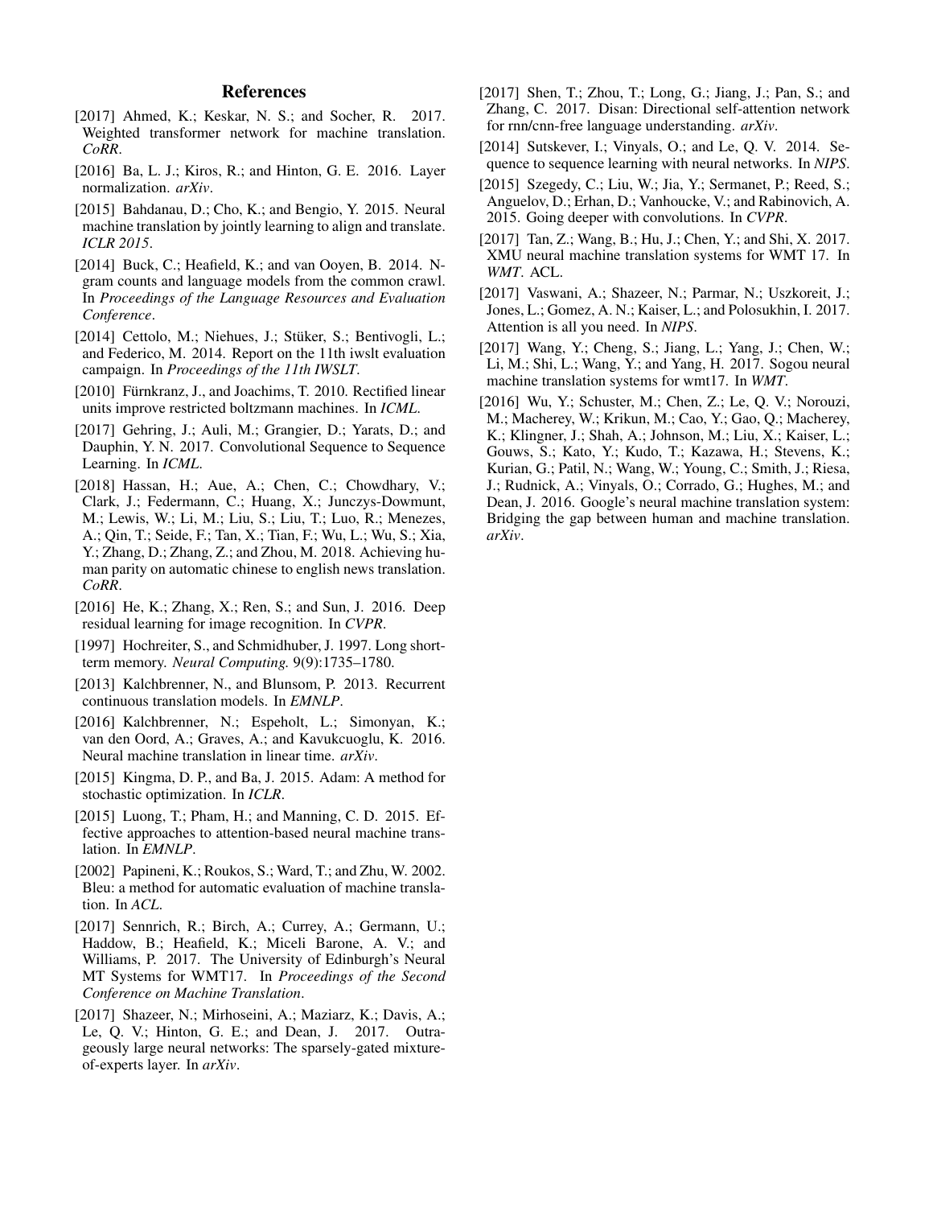# References

[2017] Ahmed, K.; Keskar, N. S.; and Socher, R. 2017. Weighted transformer network for machine translation. *CoRR*.

[2016] Ba, L. J.; Kiros, R.; and Hinton, G. E. 2016. Layer normalization. *arXiv*.

[2015] Bahdanau, D.; Cho, K.; and Bengio, Y. 2015. Neural machine translation by jointly learning to align and translate. *ICLR 2015*.

[2014] Buck, C.; Heafield, K.; and van Ooyen, B. 2014. N-gram counts and language models from the common crawl. In *Proceedings of the Language Resources and Evaluation Conference*.

[2014] Cettolo, M.; Niehues, J.; Stüker, S.; Bentivogli, L.; and Federico, M. 2014. Report on the 11th iwslt evaluation campaign. In *Proceedings of the 11th IWSLT*.

[2010] Fürnkranz, J., and Joachims, T. 2010. Rectified linear units improve restricted boltzmann machines. In *ICML*.

[2017] Gehring, J.; Auli, M.; Grangier, D.; Yarats, D.; and Dauphin, Y. N. 2017. Convolutional Sequence to Sequence Learning. In *ICML*.

[2018] Hassan, H.; Aue, A.; Chen, C.; Chowdhary, V.; Clark, J.; Federmann, C.; Huang, X.; Junczys-Dowmunt, M.; Lewis, W.; Li, M.; Liu, S.; Liu, T.; Luo, R.; Menezes, A.; Qin, T.; Seide, F.; Tan, X.; Tian, F.; Wu, L.; Wu, S.; Xia, Y.; Zhang, D.; Zhang, Z.; and Zhou, M. 2018. Achieving human parity on automatic chinese to english news translation. *CoRR*.

[2016] He, K.; Zhang, X.; Ren, S.; and Sun, J. 2016. Deep residual learning for image recognition. In *CVPR*.

[1997] Hochreiter, S., and Schmidhuber, J. 1997. Long short-term memory. *Neural Computing.* 9(9):1735–1780.

[2013] Kalchbrenner, N., and Blunsom, P. 2013. Recurrent continuous translation models. In *EMNLP*.

[2016] Kalchbrenner, N.; Espeholt, L.; Simonyan, K.; van den Oord, A.; Graves, A.; and Kavukcuoglu, K. 2016. Neural machine translation in linear time. *arXiv*.

[2015] Kingma, D. P., and Ba, J. 2015. Adam: A method for stochastic optimization. In *ICLR*.

[2015] Luong, T.; Pham, H.; and Manning, C. D. 2015. Effective approaches to attention-based neural machine translation. In *EMNLP*.

[2002] Papineni, K.; Roukos, S.; Ward, T.; and Zhu, W. 2002. Bleu: a method for automatic evaluation of machine translation. In *ACL*.

[2017] Sennrich, R.; Birch, A.; Currey, A.; Germann, U.; Haddow, B.; Heafield, K.; Miceli Barone, A. V.; and Williams, P. 2017. The University of Edinburgh's Neural MT Systems for WMT17. In *Proceedings of the Second Conference on Machine Translation*.

[2017] Shazeer, N.; Mirhoseini, A.; Maziarz, K.; Davis, A.; Le, Q. V.; Hinton, G. E.; and Dean, J. 2017. Outrageously large neural networks: The sparsely-gated mixture-of-experts layer. In *arXiv*.

[2017] Shen, T.; Zhou, T.; Long, G.; Jiang, J.; Pan, S.; and Zhang, C. 2017. Disan: Directional self-attention network for rnn/cnn-free language understanding. *arXiv*.

[2014] Sutskever, I.; Vinyals, O.; and Le, Q. V. 2014. Sequence to sequence learning with neural networks. In *NIPS*.

[2015] Szegedy, C.; Liu, W.; Jia, Y.; Sermanet, P.; Reed, S.; Anguelov, D.; Erhan, D.; Vanhoucke, V.; and Rabinovich, A. 2015. Going deeper with convolutions. In *CVPR*.

[2017] Tan, Z.; Wang, B.; Hu, J.; Chen, Y.; and Shi, X. 2017. XMU neural machine translation systems for WMT 17. In *WMT*. ACL.

[2017] Vaswani, A.; Shazeer, N.; Parmar, N.; Uszkoreit, J.; Jones, L.; Gomez, A. N.; Kaiser, L.; and Polosukhin, I. 2017. Attention is all you need. In *NIPS*.

[2017] Wang, Y.; Cheng, S.; Jiang, L.; Yang, J.; Chen, W.; Li, M.; Shi, L.; Wang, Y.; and Yang, H. 2017. Sogou neural machine translation systems for wmt17. In *WMT*.

[2016] Wu, Y.; Schuster, M.; Chen, Z.; Le, Q. V.; Norouzi, M.; Macherey, W.; Krikun, M.; Cao, Y.; Gao, Q.; Macherey, K.; Klingner, J.; Shah, A.; Johnson, M.; Liu, X.; Kaiser, L.; Gouws, S.; Kato, Y.; Kudo, T.; Kazawa, H.; Stevens, K.; Kurian, G.; Patil, N.; Wang, W.; Young, C.; Smith, J.; Riesa, J.; Rudnick, A.; Vinyals, O.; Corrado, G.; Hughes, M.; and Dean, J. 2016. Google's neural machine translation system: Bridging the gap between human and machine translation. *arXiv*.